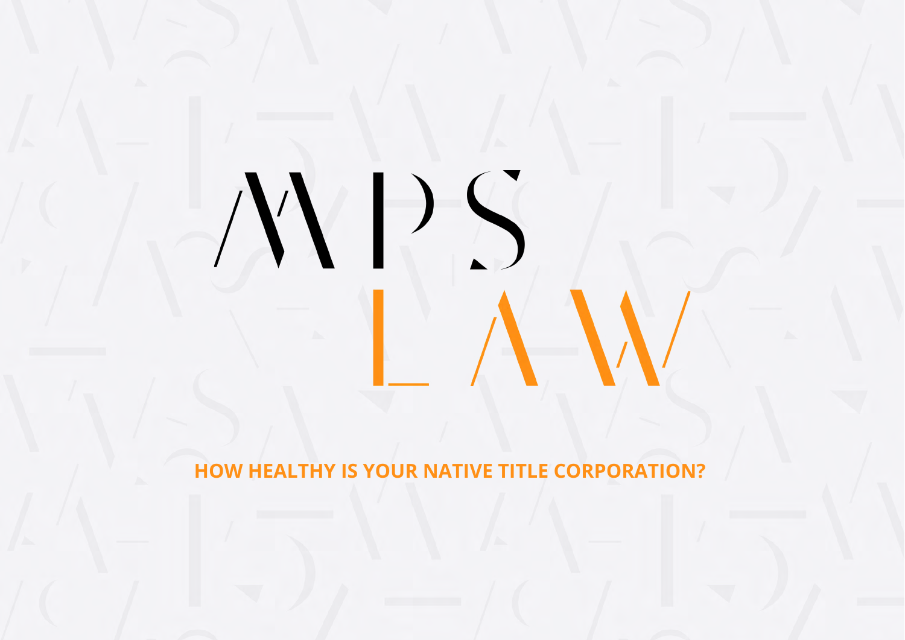# MPS LAW

## HOW HEALTHY IS YOUR NATIVE TITLE CORPORATION?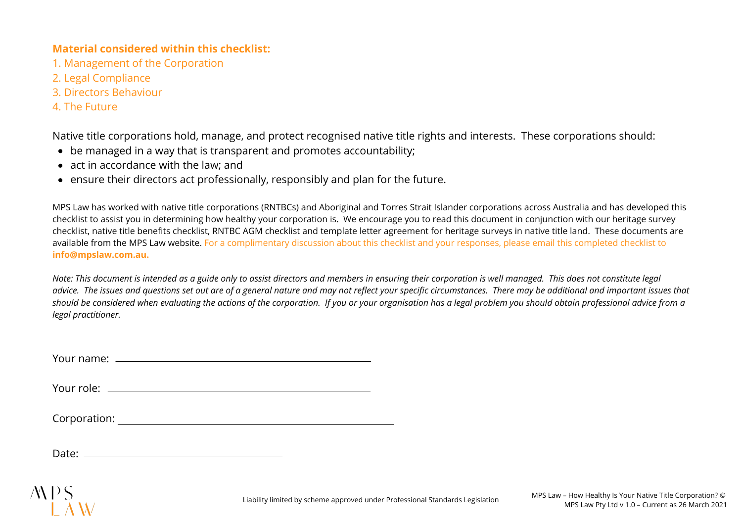**Material considered within this checklist:**

1. Management of the Corporation
2. Legal Compliance
3. Directors Behaviour
4. The Future

Native title corporations hold, manage, and protect recognised native title rights and interests. These corporations should:

- be managed in a way that is transparent and promotes accountability;
- act in accordance with the law; and
- ensure their directors act professionally, responsibly and plan for the future.

MPS Law has worked with native title corporations (RNTBCs) and Aboriginal and Torres Strait Islander corporations across Australia and has developed this checklist to assist you in determining how healthy your corporation is. We encourage you to read this document in conjunction with our heritage survey checklist, native title benefits checklist, RNTBC AGM checklist and template letter agreement for heritage surveys in native title land. These documents are available from the MPS Law website. For a complimentary discussion about this checklist and your responses, please email this completed checklist to **info@mpslaw.com.au.**

*Note: This document is intended as a guide only to assist directors and members in ensuring their corporation is well managed. This does not constitute legal advice. The issues and questions set out are of a general nature and may not reflect your specific circumstances. There may be additional and important issues that should be considered when evaluating the actions of the corporation. If you or your organisation has a legal problem you should obtain professional advice from a legal practitioner.*

Your name: ______________________________

Your role: ______________________________

Corporation: ______________________________

Date: ______________________

Liability limited by scheme approved under Professional Standards Legislation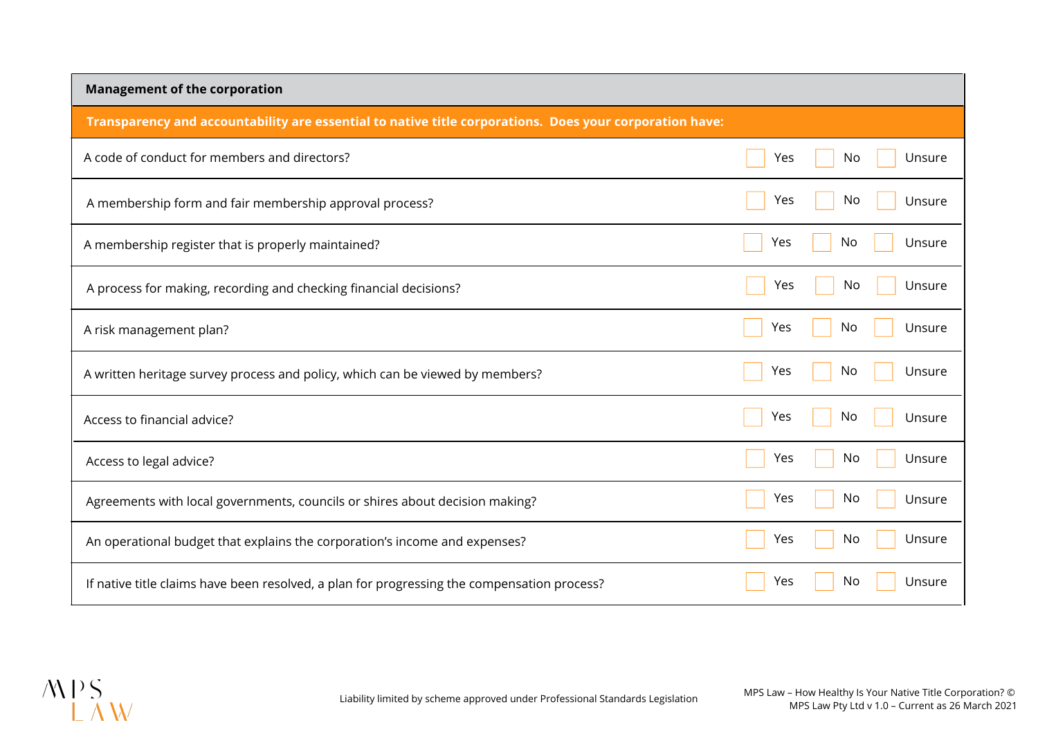| Management of the corporation | | | |
|---|---|---|---|
| **Transparency and accountability are essential to native title corporations. Does your corporation have:** | | | |
| A code of conduct for members and directors? | ☐ Yes | ☐ No | ☐ Unsure |
| A membership form and fair membership approval process? | ☐ Yes | ☐ No | ☐ Unsure |
| A membership register that is properly maintained? | ☐ Yes | ☐ No | ☐ Unsure |
| A process for making, recording and checking financial decisions? | ☐ Yes | ☐ No | ☐ Unsure |
| A risk management plan? | ☐ Yes | ☐ No | ☐ Unsure |
| A written heritage survey process and policy, which can be viewed by members? | ☐ Yes | ☐ No | ☐ Unsure |
| Access to financial advice? | ☐ Yes | ☐ No | ☐ Unsure |
| Access to legal advice? | ☐ Yes | ☐ No | ☐ Unsure |
| Agreements with local governments, councils or shires about decision making? | ☐ Yes | ☐ No | ☐ Unsure |
| An operational budget that explains the corporation's income and expenses? | ☐ Yes | ☐ No | ☐ Unsure |
| If native title claims have been resolved, a plan for progressing the compensation process? | ☐ Yes | ☐ No | ☐ Unsure |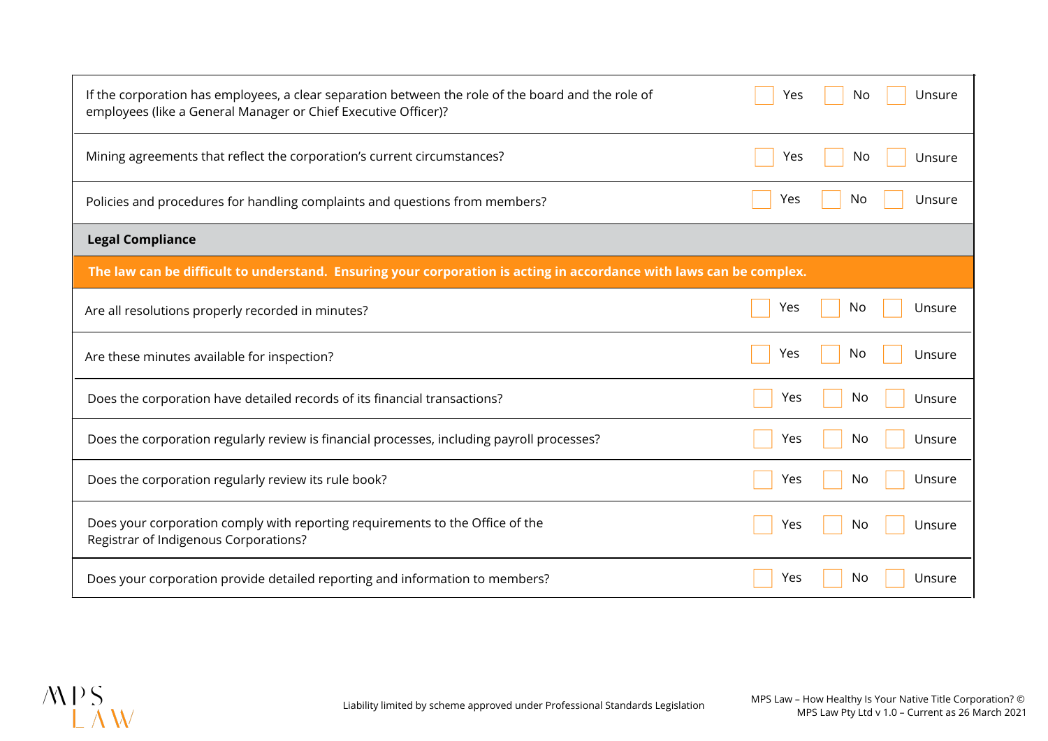| | |
|---|---|
| If the corporation has employees, a clear separation between the role of the board and the role of employees (like a General Manager or Chief Executive Officer)? | ☐ Yes ☐ No ☐ Unsure |
| Mining agreements that reflect the corporation's current circumstances? | ☐ Yes ☐ No ☐ Unsure |
| Policies and procedures for handling complaints and questions from members? | ☐ Yes ☐ No ☐ Unsure |
| **Legal Compliance** | |
| **The law can be difficult to understand. Ensuring your corporation is acting in accordance with laws can be complex.** | |
| Are all resolutions properly recorded in minutes? | ☐ Yes ☐ No ☐ Unsure |
| Are these minutes available for inspection? | ☐ Yes ☐ No ☐ Unsure |
| Does the corporation have detailed records of its financial transactions? | ☐ Yes ☐ No ☐ Unsure |
| Does the corporation regularly review is financial processes, including payroll processes? | ☐ Yes ☐ No ☐ Unsure |
| Does the corporation regularly review its rule book? | ☐ Yes ☐ No ☐ Unsure |
| Does your corporation comply with reporting requirements to the Office of the Registrar of Indigenous Corporations? | ☐ Yes ☐ No ☐ Unsure |
| Does your corporation provide detailed reporting and information to members? | ☐ Yes ☐ No ☐ Unsure |

Liability limited by scheme approved under Professional Standards Legislation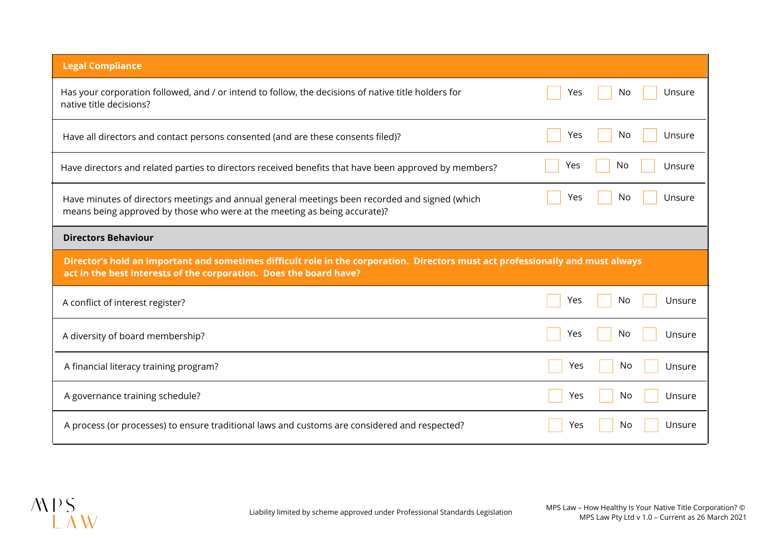| Legal Compliance | | | |
|---|---|---|---|
| Has your corporation followed, and / or intend to follow, the decisions of native title holders for native title decisions? | ☐ Yes | ☐ No | ☐ Unsure |
| Have all directors and contact persons consented (and are these consents filed)? | ☐ Yes | ☐ No | ☐ Unsure |
| Have directors and related parties to directors received benefits that have been approved by members? | ☐ Yes | ☐ No | ☐ Unsure |
| Have minutes of directors meetings and annual general meetings been recorded and signed (which means being approved by those who were at the meeting as being accurate)? | ☐ Yes | ☐ No | ☐ Unsure |

| Directors Behaviour | | | |
|---|---|---|---|
| **Director's hold an important and sometimes difficult role in the corporation. Directors must act professionally and must always act in the best interests of the corporation. Does the board have?** | | | |
| A conflict of interest register? | ☐ Yes | ☐ No | ☐ Unsure |
| A diversity of board membership? | ☐ Yes | ☐ No | ☐ Unsure |
| A financial literacy training program? | ☐ Yes | ☐ No | ☐ Unsure |
| A governance training schedule? | ☐ Yes | ☐ No | ☐ Unsure |
| A process (or processes) to ensure traditional laws and customs are considered and respected? | ☐ Yes | ☐ No | ☐ Unsure |

Liability limited by scheme approved under Professional Standards Legislation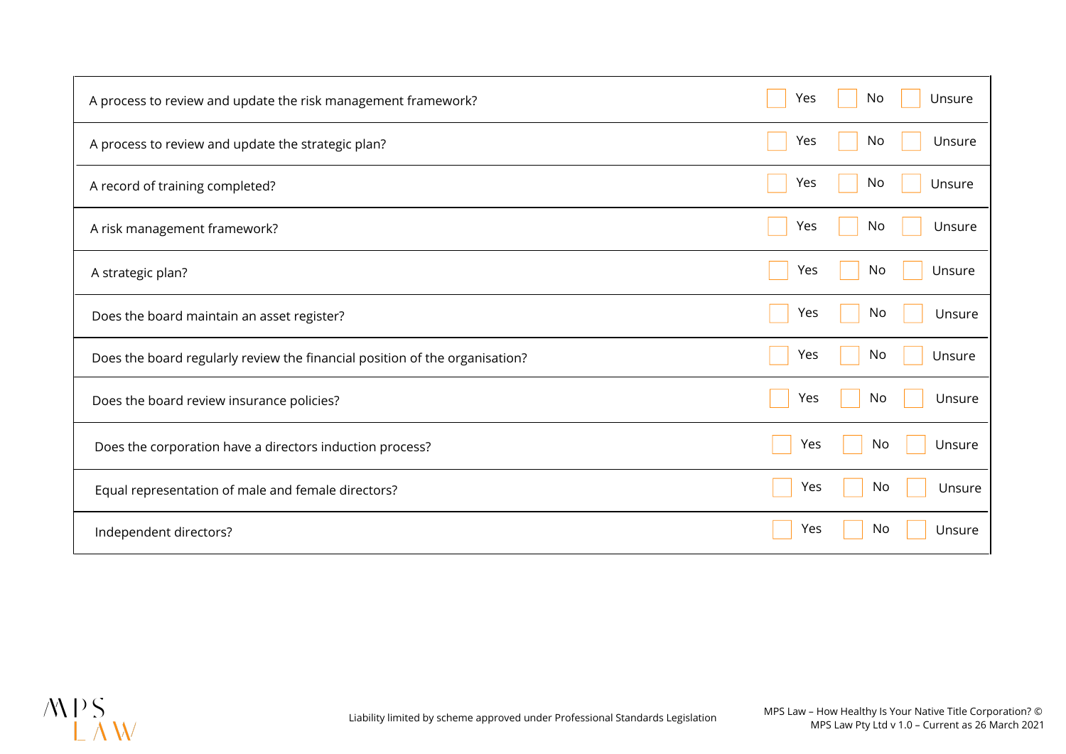| | | | |
|---|---|---|---|
| A process to review and update the risk management framework? | ☐ Yes | ☐ No | ☐ Unsure |
| A process to review and update the strategic plan? | ☐ Yes | ☐ No | ☐ Unsure |
| A record of training completed? | ☐ Yes | ☐ No | ☐ Unsure |
| A risk management framework? | ☐ Yes | ☐ No | ☐ Unsure |
| A strategic plan? | ☐ Yes | ☐ No | ☐ Unsure |
| Does the board maintain an asset register? | ☐ Yes | ☐ No | ☐ Unsure |
| Does the board regularly review the financial position of the organisation? | ☐ Yes | ☐ No | ☐ Unsure |
| Does the board review insurance policies? | ☐ Yes | ☐ No | ☐ Unsure |
| Does the corporation have a directors induction process? | ☐ Yes | ☐ No | ☐ Unsure |
| Equal representation of male and female directors? | ☐ Yes | ☐ No | ☐ Unsure |
| Independent directors? | ☐ Yes | ☐ No | ☐ Unsure |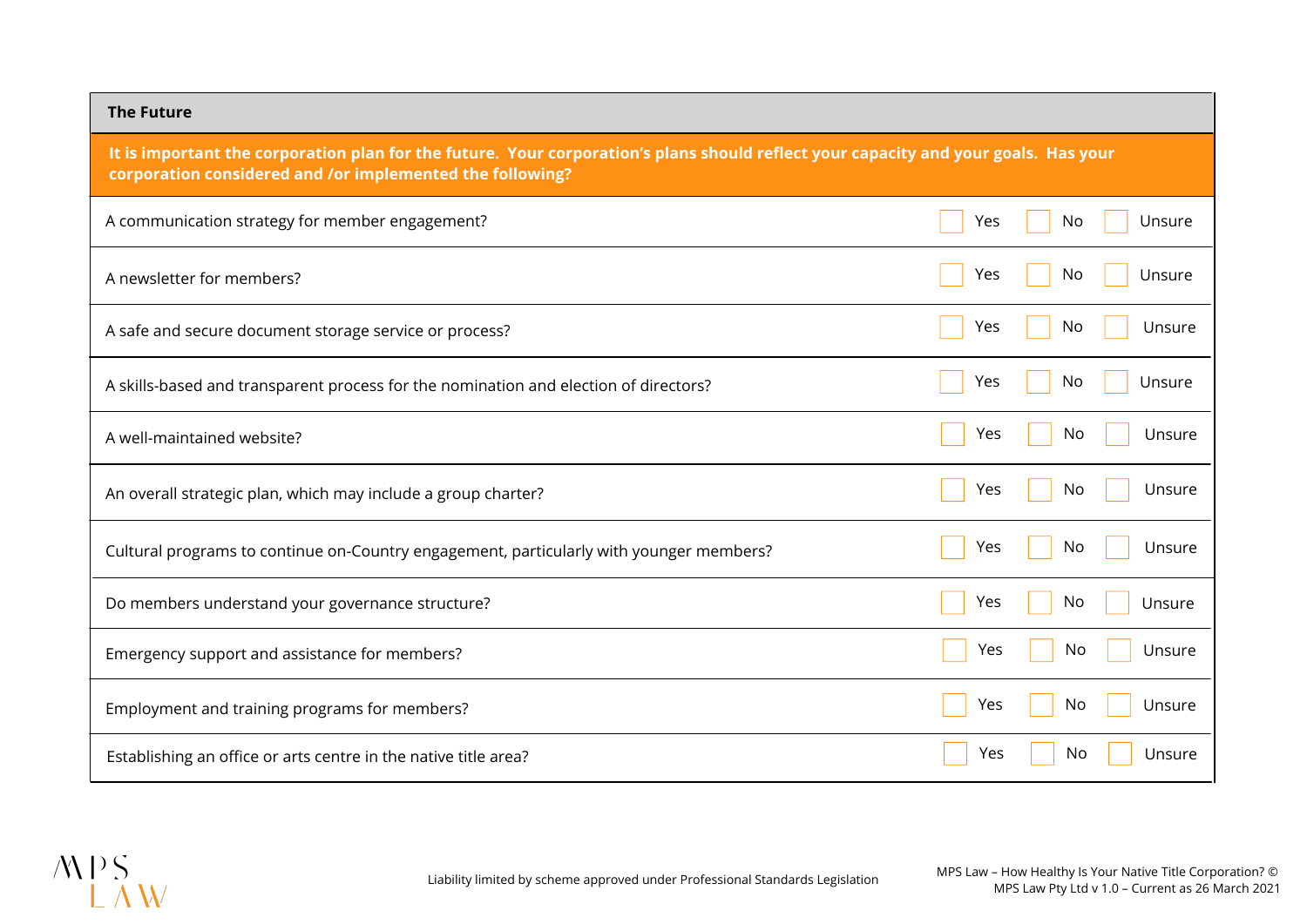| The Future | | | |
|---|---|---|---|
| **It is important the corporation plan for the future. Your corporation's plans should reflect your capacity and your goals. Has your corporation considered and /or implemented the following?** | | | |
| A communication strategy for member engagement? | ☐ Yes | ☐ No | ☐ Unsure |
| A newsletter for members? | ☐ Yes | ☐ No | ☐ Unsure |
| A safe and secure document storage service or process? | ☐ Yes | ☐ No | ☐ Unsure |
| A skills-based and transparent process for the nomination and election of directors? | ☐ Yes | ☐ No | ☐ Unsure |
| A well-maintained website? | ☐ Yes | ☐ No | ☐ Unsure |
| An overall strategic plan, which may include a group charter? | ☐ Yes | ☐ No | ☐ Unsure |
| Cultural programs to continue on-Country engagement, particularly with younger members? | ☐ Yes | ☐ No | ☐ Unsure |
| Do members understand your governance structure? | ☐ Yes | ☐ No | ☐ Unsure |
| Emergency support and assistance for members? | ☐ Yes | ☐ No | ☐ Unsure |
| Employment and training programs for members? | ☐ Yes | ☐ No | ☐ Unsure |
| Establishing an office or arts centre in the native title area? | ☐ Yes | ☐ No | ☐ Unsure |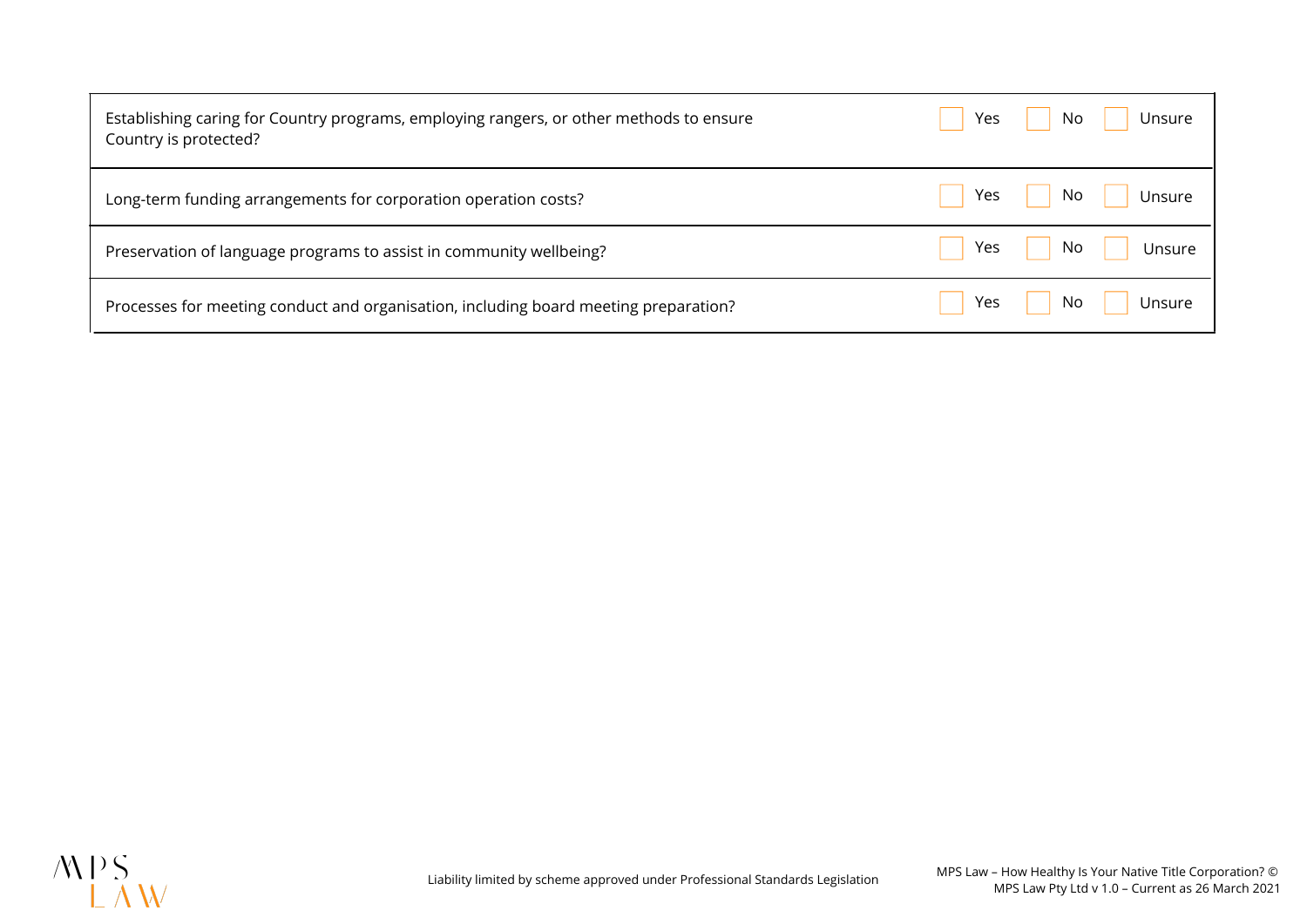| | | | |
|---|---|---|---|
| Establishing caring for Country programs, employing rangers, or other methods to ensure Country is protected? | ☐ Yes | ☐ No | ☐ Unsure |
| Long-term funding arrangements for corporation operation costs? | ☐ Yes | ☐ No | ☐ Unsure |
| Preservation of language programs to assist in community wellbeing? | ☐ Yes | ☐ No | ☐ Unsure |
| Processes for meeting conduct and organisation, including board meeting preparation? | ☐ Yes | ☐ No | ☐ Unsure |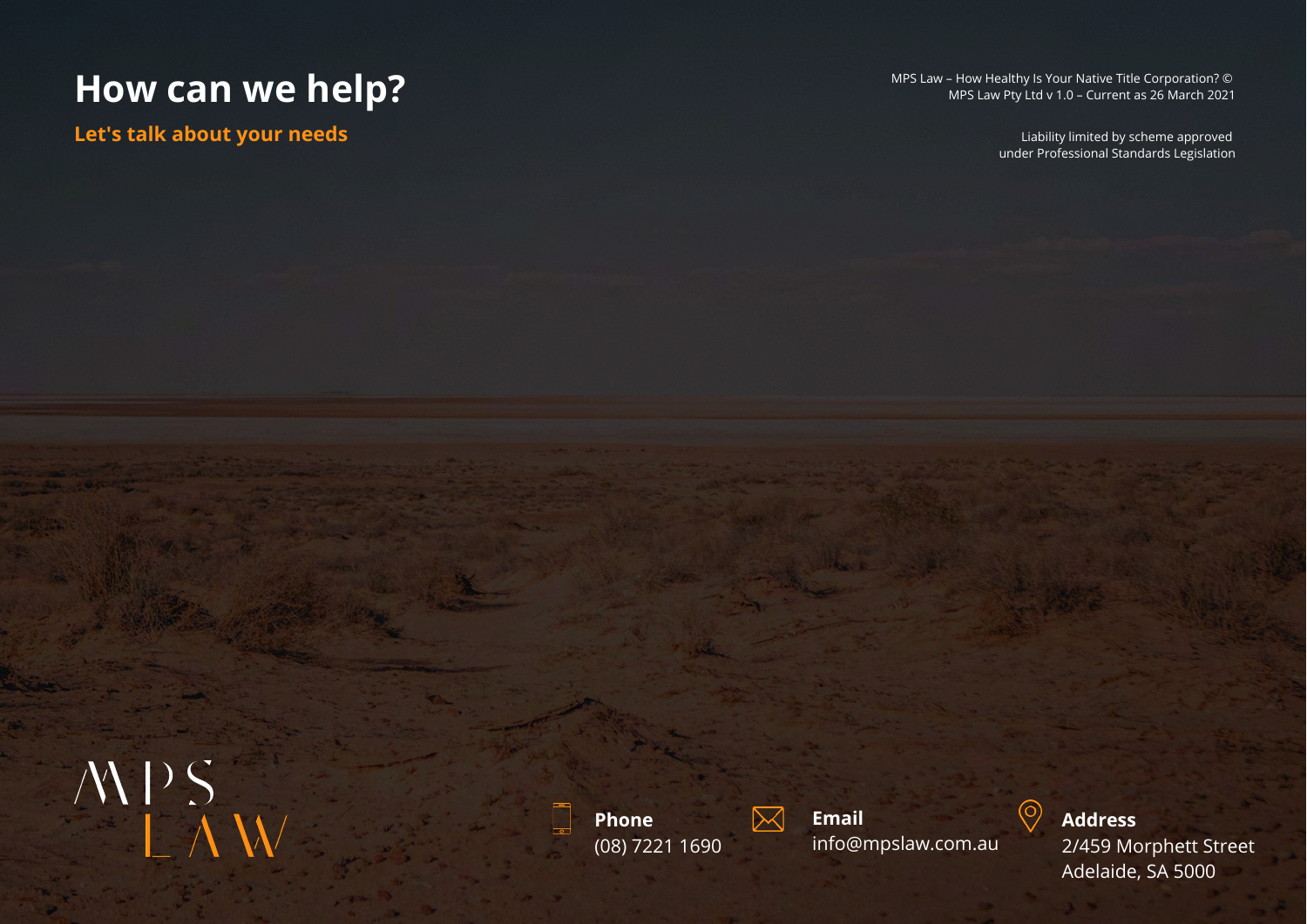# How can we help?

**Let's talk about your needs**

MPS Law – How Healthy Is Your Native Title Corporation? ©
MPS Law Pty Ltd v 1.0 – Current as 26 March 2021

Liability limited by scheme approved
under Professional Standards Legislation

MPS LAW

**Phone**
(08) 7221 1690

**Email**
info@mpslaw.com.au

**Address**
2/459 Morphett Street
Adelaide, SA 5000